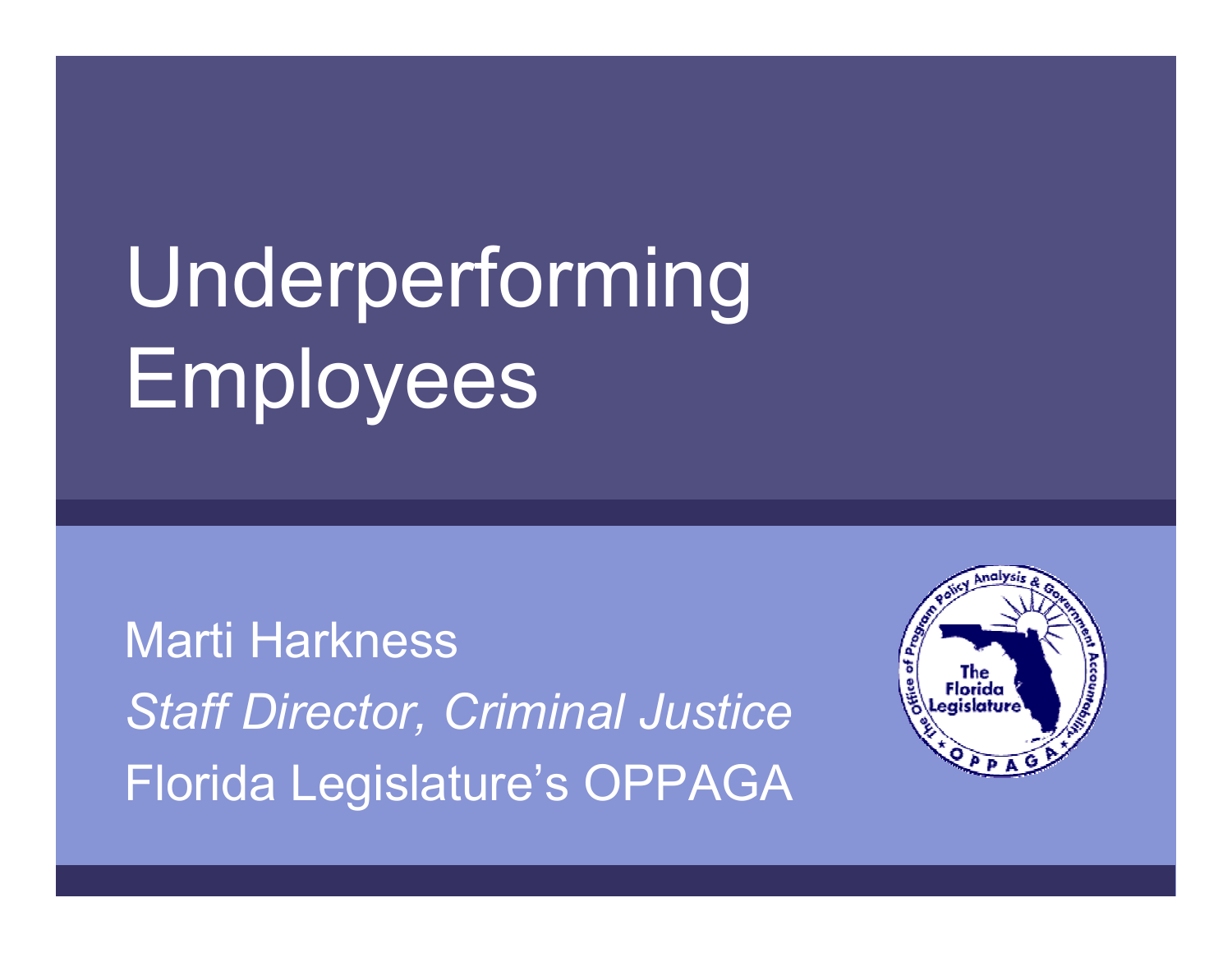# Underperforming Employees

Marti Harkness

*Staff Director, Criminal Justice*

Florida Legislature's OPPAGA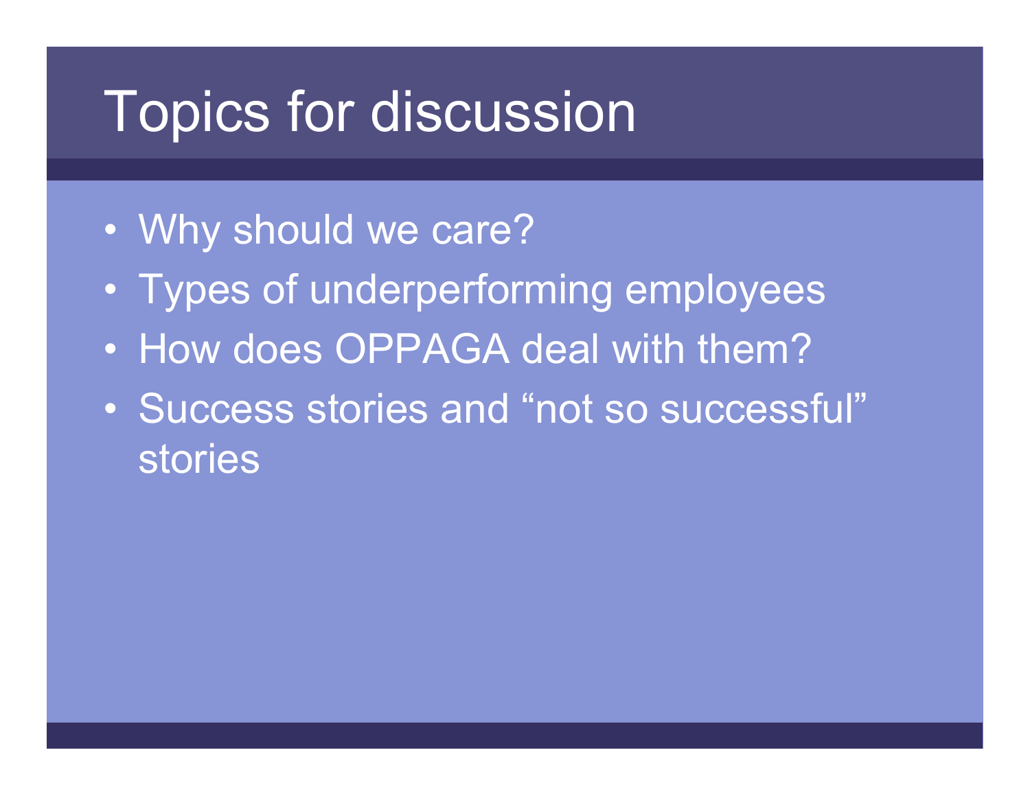# Topics for discussion

- Why should we care?
- Types of underperforming employees
- How does OPPAGA deal with them?
- Success stories and “not so successful” stories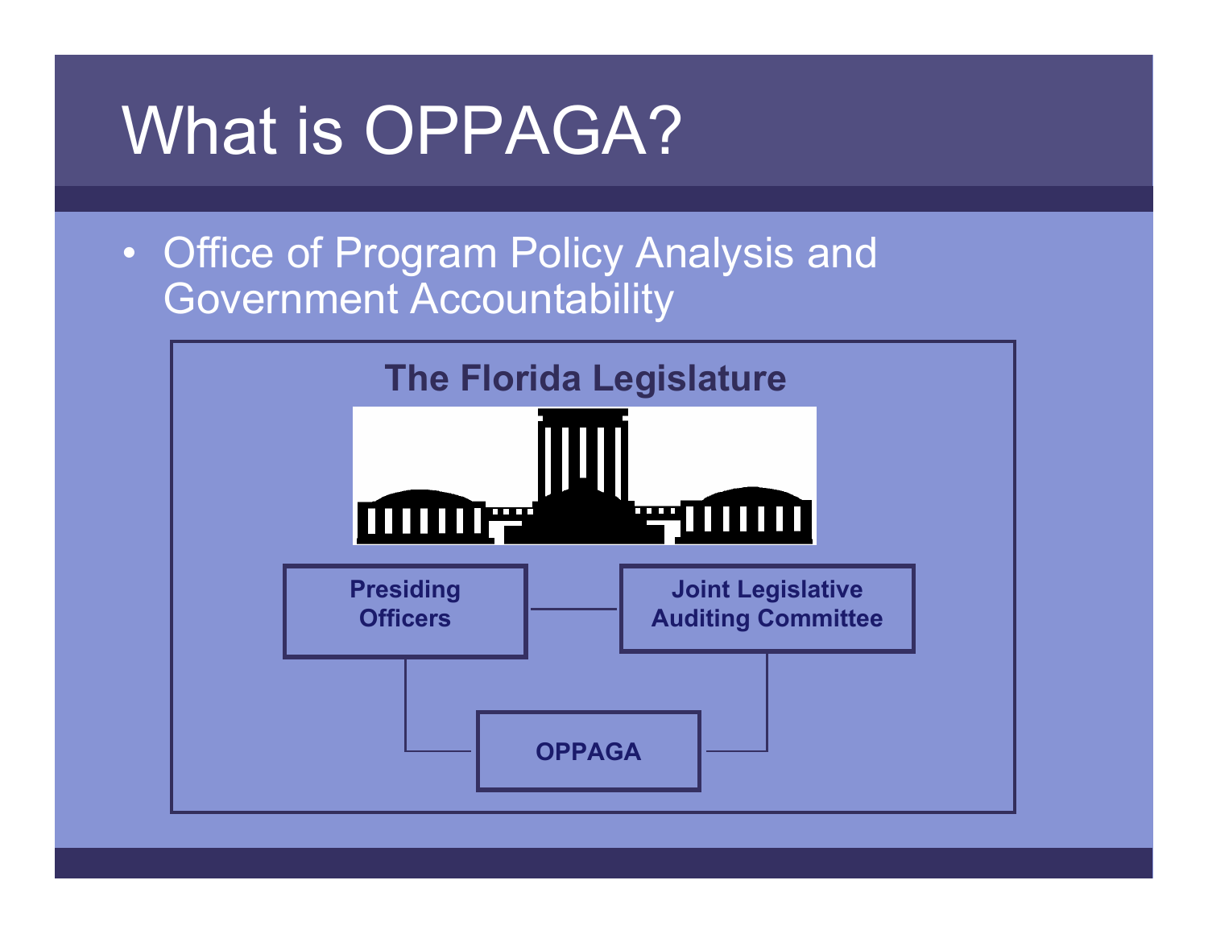# What is OPPAGA?

- Office of Program Policy Analysis and Government Accountability

**The Florida Legislature**

**Presiding Officers**

**Joint Legislative Auditing Committee**

**OPPAGA**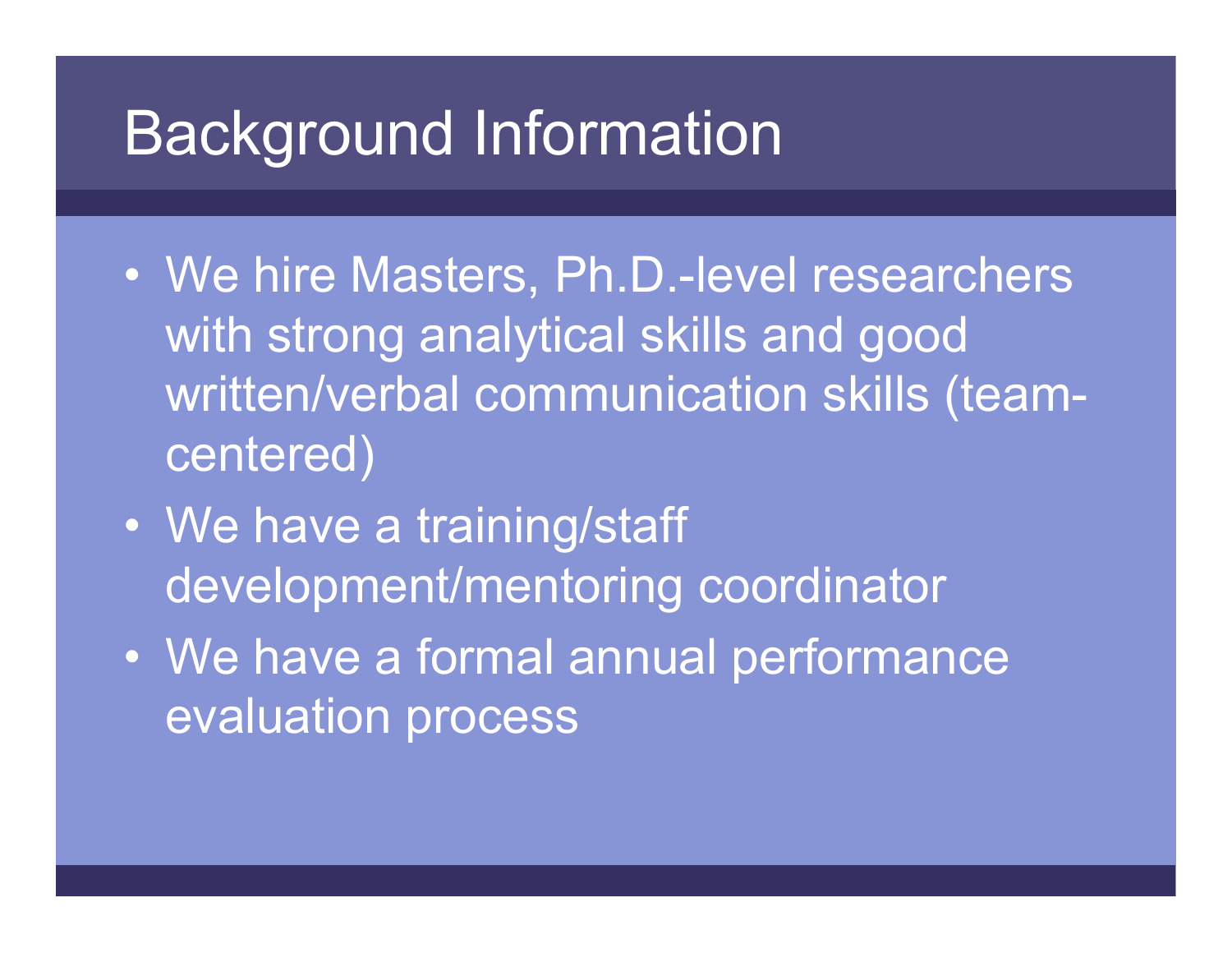# Background Information

- We hire Masters, Ph.D.-level researchers with strong analytical skills and good written/verbal communication skills (team-centered)
- We have a training/staff development/mentoring coordinator
- We have a formal annual performance evaluation process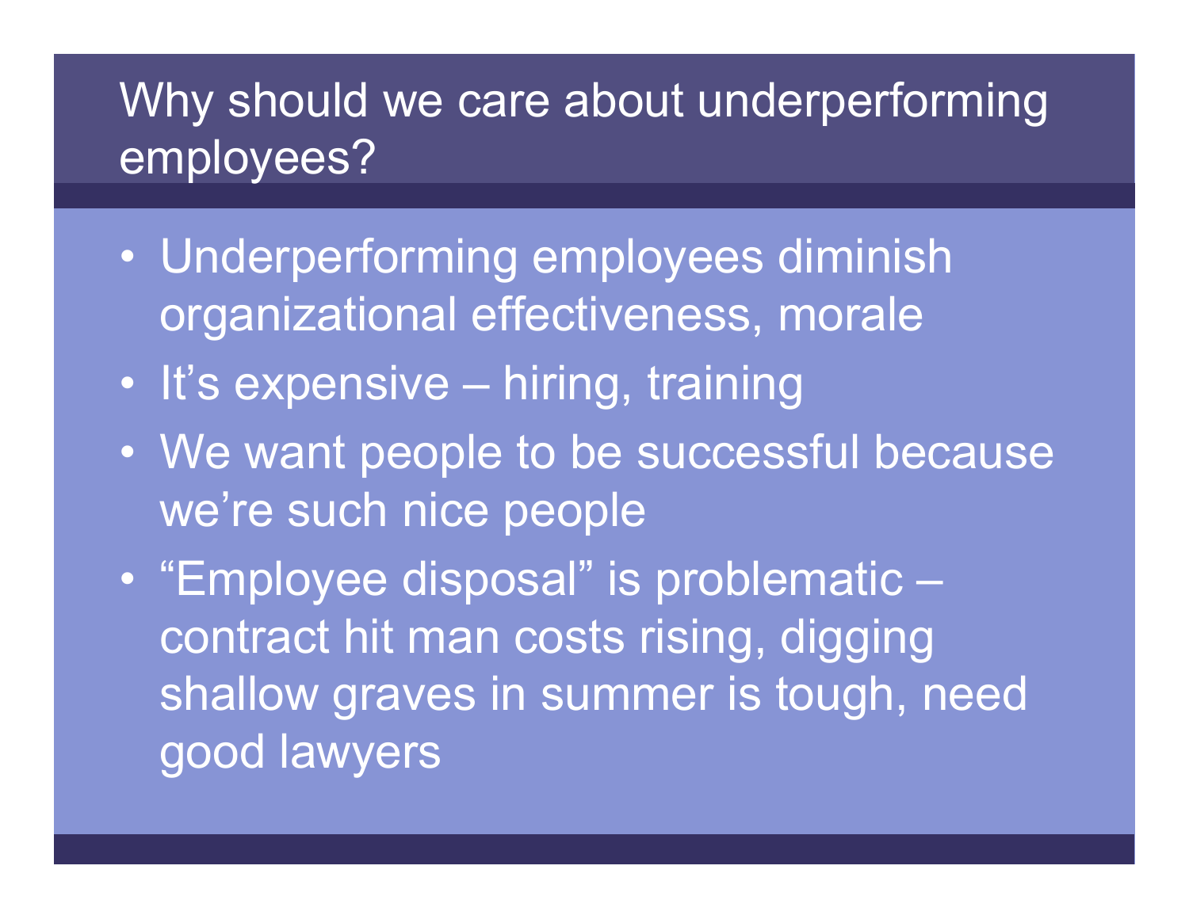# Why should we care about underperforming employees?

- Underperforming employees diminish organizational effectiveness, morale
- It's expensive – hiring, training
- We want people to be successful because we're such nice people
- "Employee disposal" is problematic – contract hit man costs rising, digging shallow graves in summer is tough, need good lawyers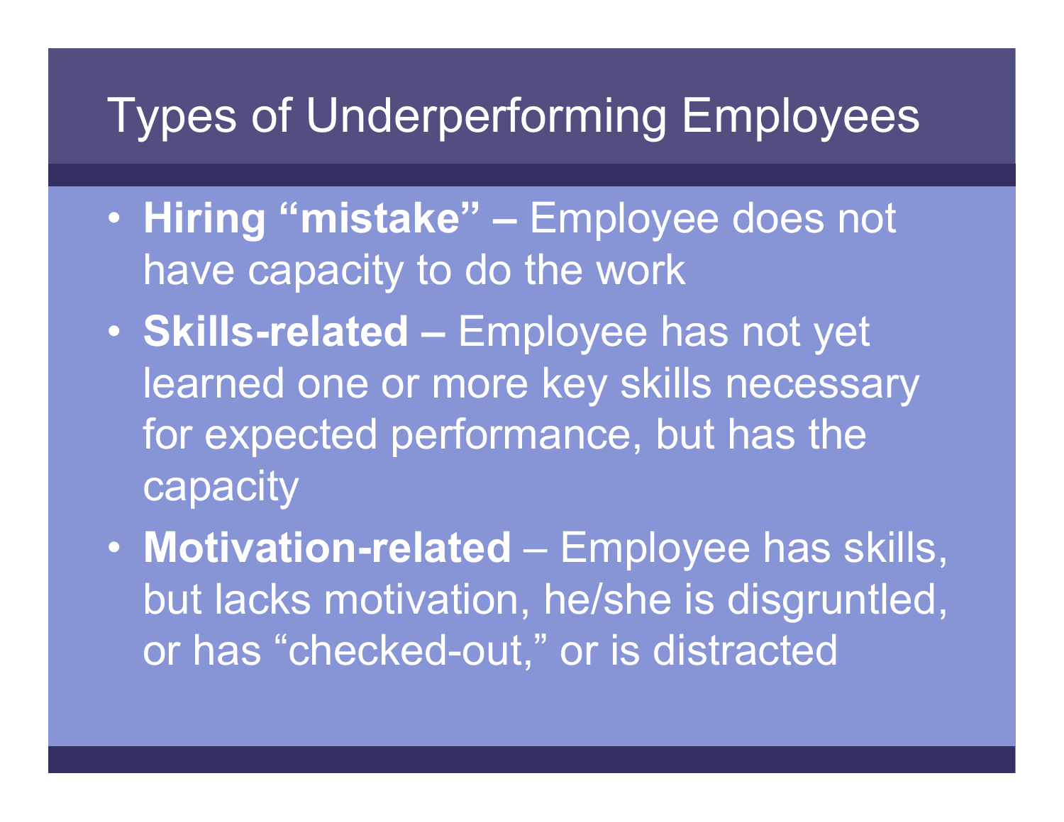# Types of Underperforming Employees

- **Hiring "mistake" –** Employee does not have capacity to do the work
- **Skills-related –** Employee has not yet learned one or more key skills necessary for expected performance, but has the capacity
- **Motivation-related** – Employee has skills, but lacks motivation, he/she is disgruntled, or has "checked-out," or is distracted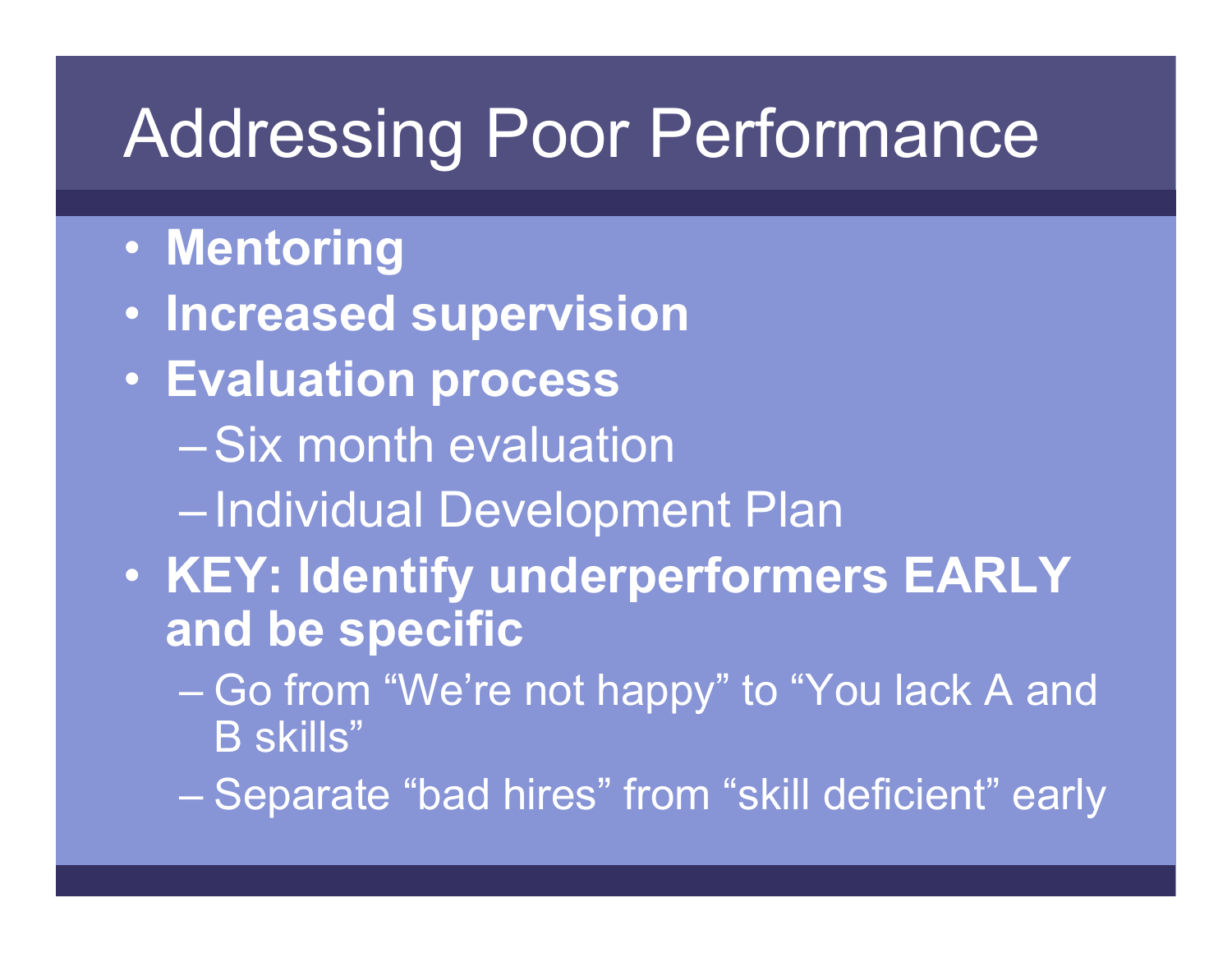# Addressing Poor Performance

- **Mentoring**
- **Increased supervision**
- **Evaluation process**
  - Six month evaluation
  - Individual Development Plan
- **KEY: Identify underperformers EARLY and be specific**
  - Go from “We’re not happy” to “You lack A and B skills”
  - Separate “bad hires” from “skill deficient” early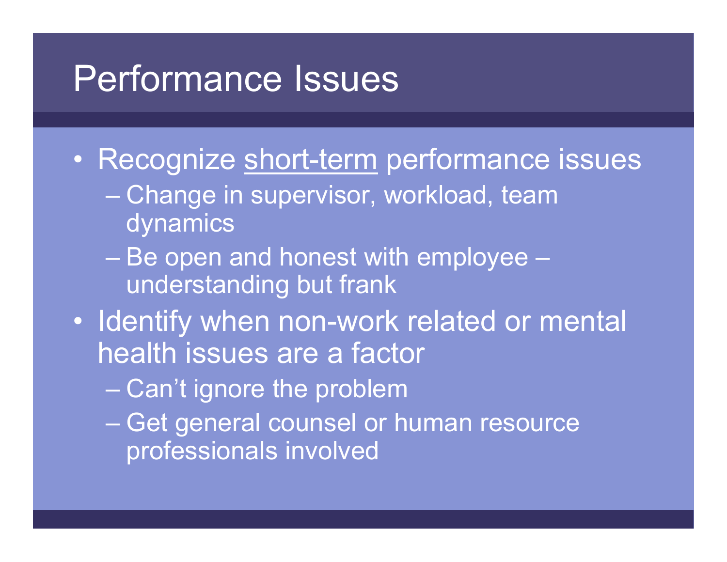# Performance Issues

- Recognize <u>short-term</u> performance issues
  - Change in supervisor, workload, team dynamics
  - Be open and honest with employee – understanding but frank
- Identify when non-work related or mental health issues are a factor
  - Can't ignore the problem
  - Get general counsel or human resource professionals involved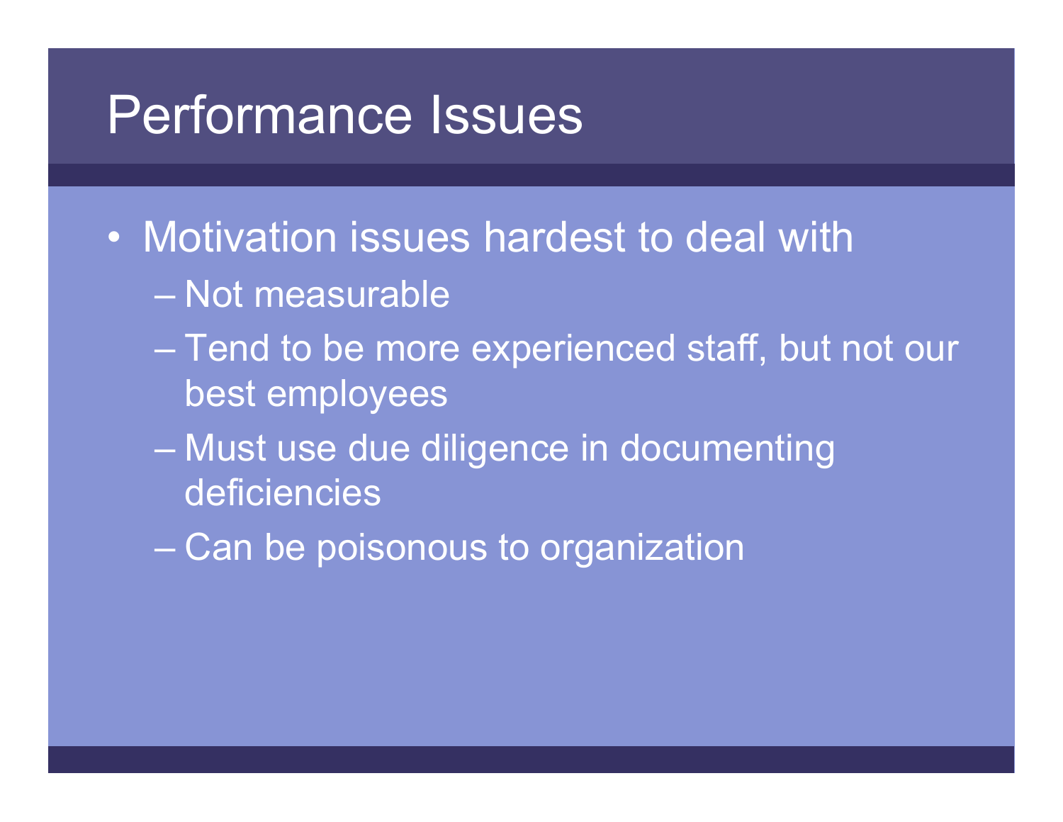# Performance Issues

- Motivation issues hardest to deal with
  - Not measurable
  - Tend to be more experienced staff, but not our best employees
  - Must use due diligence in documenting deficiencies
  - Can be poisonous to organization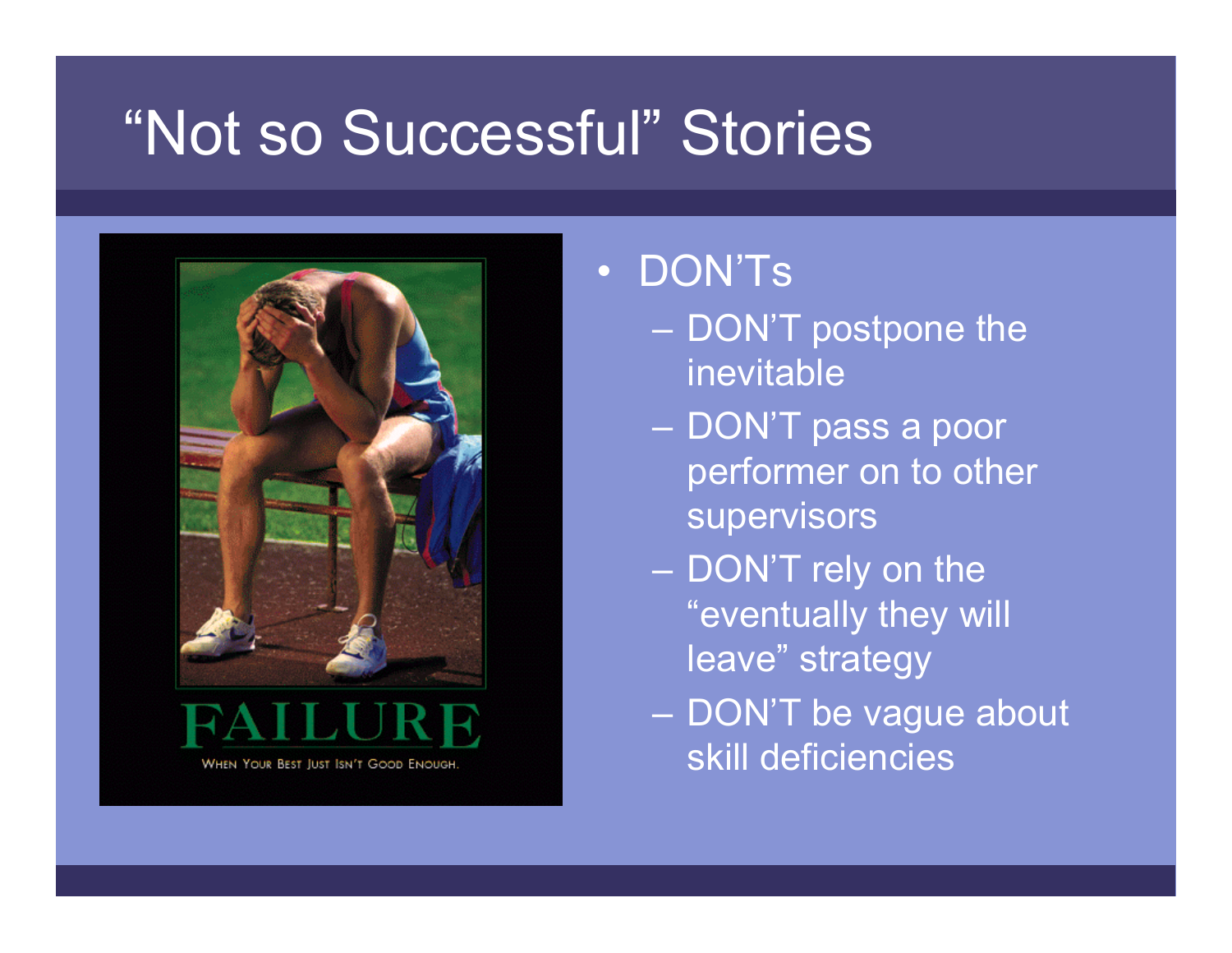# "Not so Successful" Stories

- DON'Ts
  - DON'T postpone the inevitable
  - DON'T pass a poor performer on to other supervisors
  - DON'T rely on the "eventually they will leave" strategy
  - DON'T be vague about skill deficiencies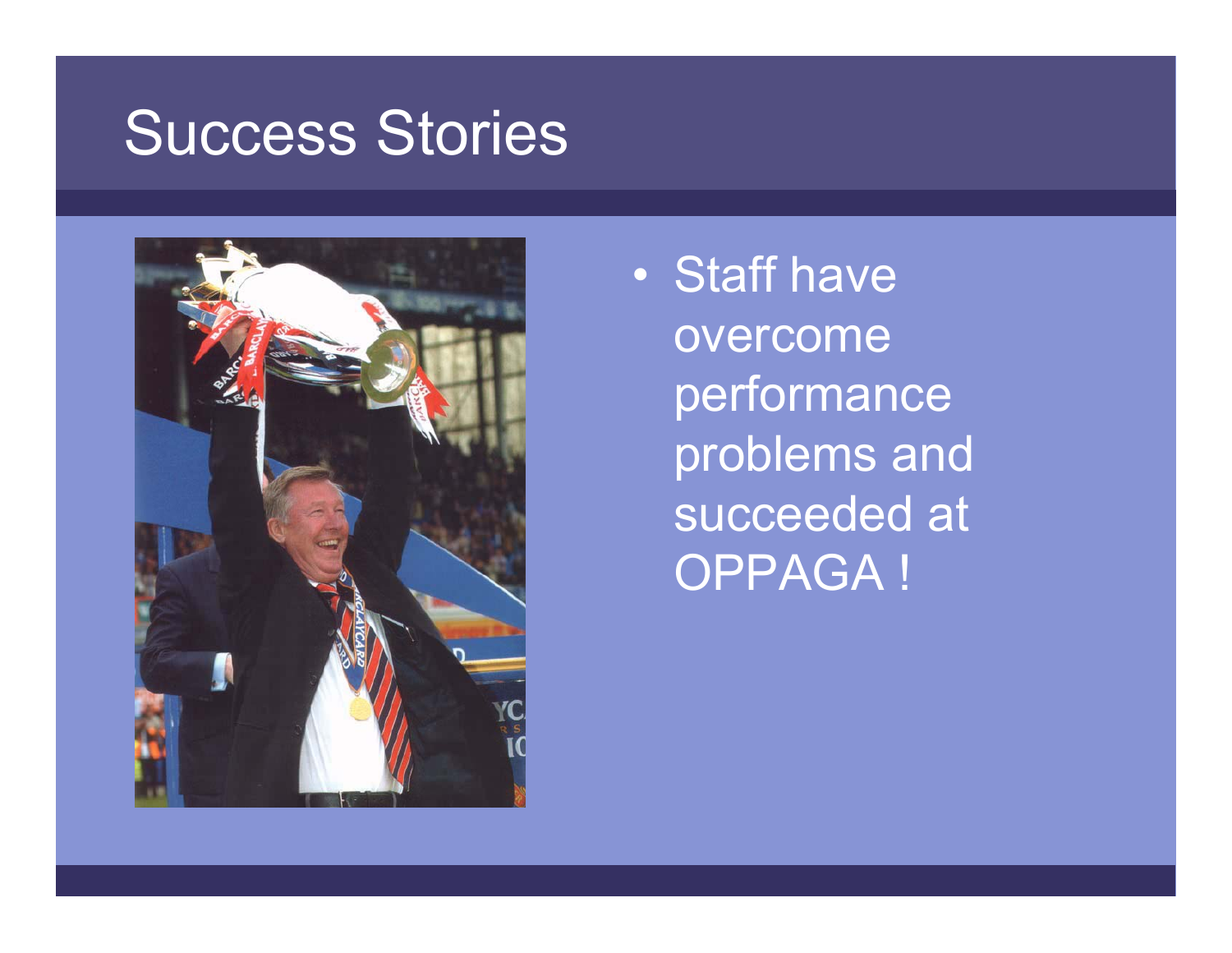# Success Stories

- Staff have overcome performance problems and succeeded at OPPAGA !